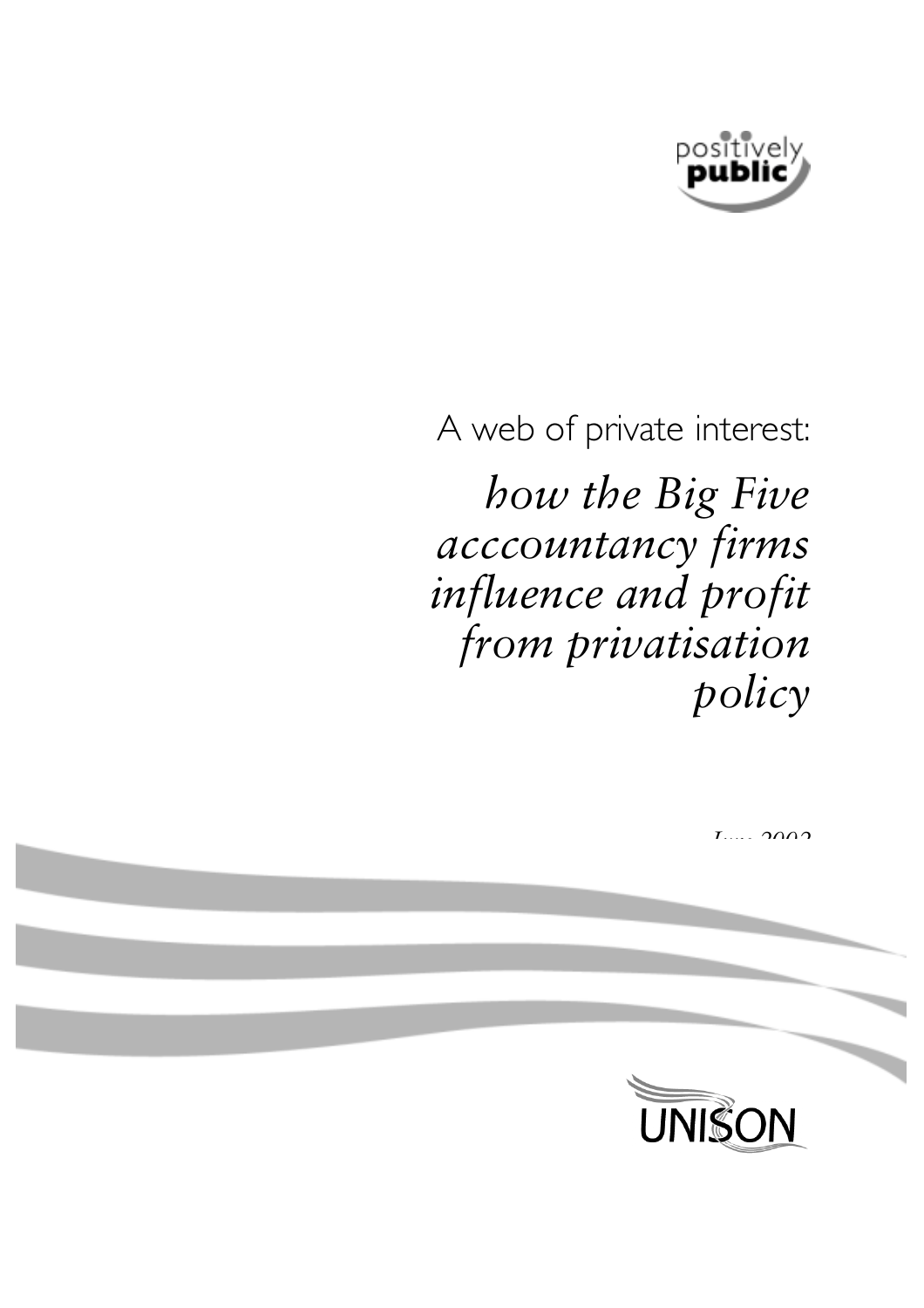positively public

A web of private interest:

# *how the Big Five acccountancy firms influence and profit from privatisation policy*

*June 2002*

UNISON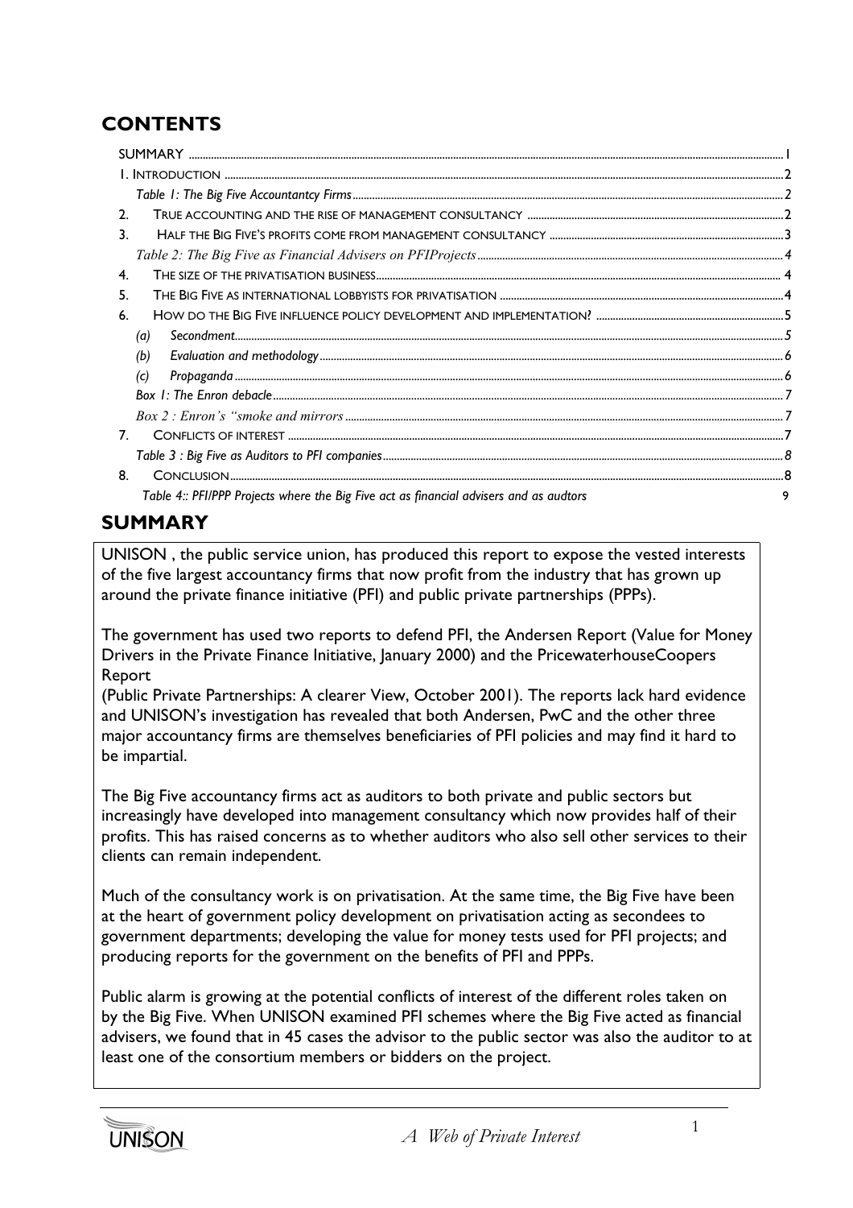## CONTENTS

- SUMMARY ..... I
- 1. INTRODUCTION ..... 2
  - *Table 1: The Big Five Accountantcy Firms* ..... 2
- 2. TRUE ACCOUNTING AND THE RISE OF MANAGEMENT CONSULTANCY ..... 2
- 3. HALF THE BIG FIVE'S PROFITS COME FROM MANAGEMENT CONSULTANCY ..... 3
  - *Table 2: The Big Five as Financial Advisers on PFIProjects* ..... 4
- 4. THE SIZE OF THE PRIVATISATION BUSINESS ..... 4
- 5. THE BIG FIVE AS INTERNATIONAL LOBBYISTS FOR PRIVATISATION ..... 4
- 6. HOW DO THE BIG FIVE INFLUENCE POLICY DEVELOPMENT AND IMPLEMENTATION? ..... 5
  - (a) *Secondment* ..... 5
  - (b) *Evaluation and methodology* ..... 6
  - (c) *Propaganda* ..... 6
  - *Box 1: The Enron debacle* ..... 7
  - *Box 2 : Enron's "smoke and mirrors* ..... 7
- 7. CONFLICTS OF INTEREST ..... 7
  - *Table 3 : Big Five as Auditors to PFI companies* ..... 8
- 8. CONCLUSION ..... 8
  - *Table 4:: PFI/PPP Projects where the Big Five act as financial advisers and as audtors* ..... 9

## SUMMARY

UNISON , the public service union, has produced this report to expose the vested interests of the five largest accountancy firms that now profit from the industry that has grown up around the private finance initiative (PFI) and public private partnerships (PPPs).

The government has used two reports to defend PFI, the Andersen Report (Value for Money Drivers in the Private Finance Initiative, January 2000) and the PricewaterhouseCoopers Report
(Public Private Partnerships: A clearer View, October 2001). The reports lack hard evidence and UNISON's investigation has revealed that both Andersen, PwC and the other three major accountancy firms are themselves beneficiaries of PFI policies and may find it hard to be impartial.

The Big Five accountancy firms act as auditors to both private and public sectors but increasingly have developed into management consultancy which now provides half of their profits. This has raised concerns as to whether auditors who also sell other services to their clients can remain independent.

Much of the consultancy work is on privatisation. At the same time, the Big Five have been at the heart of government policy development on privatisation acting as secondees to government departments; developing the value for money tests used for PFI projects; and producing reports for the government on the benefits of PFI and PPPs.

Public alarm is growing at the potential conflicts of interest of the different roles taken on by the Big Five. When UNISON examined PFI schemes where the Big Five acted as financial advisers, we found that in 45 cases the advisor to the public sector was also the auditor to at least one of the consortium members or bidders on the project.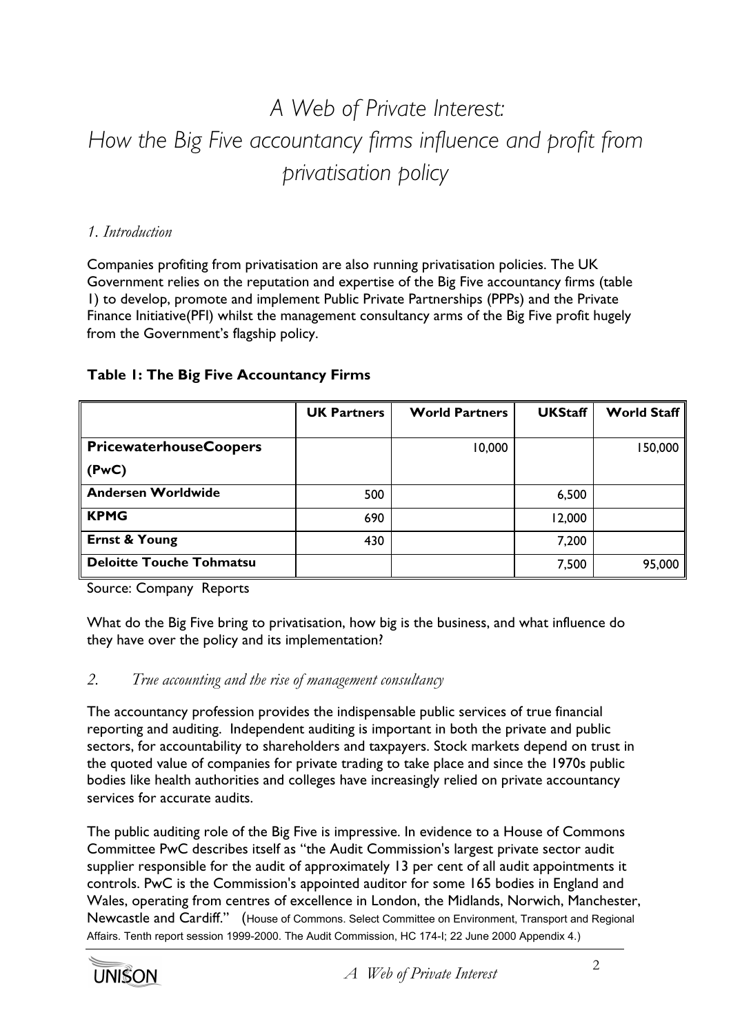# *A Web of Private Interest: How the Big Five accountancy firms influence and profit from privatisation policy*

## *1. Introduction*

Companies profiting from privatisation are also running privatisation policies. The UK Government relies on the reputation and expertise of the Big Five accountancy firms (table 1) to develop, promote and implement Public Private Partnerships (PPPs) and the Private Finance Initiative(PFI) whilst the management consultancy arms of the Big Five profit hugely from the Government's flagship policy.

**Table 1: The Big Five Accountancy Firms**

| | UK Partners | World Partners | UKStaff | World Staff |
|---|---|---|---|---|
| **PricewaterhouseCoopers (PwC)** | | 10,000 | | 150,000 |
| **Andersen Worldwide** | 500 | | 6,500 | |
| **KPMG** | 690 | | 12,000 | |
| **Ernst & Young** | 430 | | 7,200 | |
| **Deloitte Touche Tohmatsu** | | | 7,500 | 95,000 |

Source: Company Reports

What do the Big Five bring to privatisation, how big is the business, and what influence do they have over the policy and its implementation?

## *2. True accounting and the rise of management consultancy*

The accountancy profession provides the indispensable public services of true financial reporting and auditing. Independent auditing is important in both the private and public sectors, for accountability to shareholders and taxpayers. Stock markets depend on trust in the quoted value of companies for private trading to take place and since the 1970s public bodies like health authorities and colleges have increasingly relied on private accountancy services for accurate audits.

The public auditing role of the Big Five is impressive. In evidence to a House of Commons Committee PwC describes itself as "the Audit Commission's largest private sector audit supplier responsible for the audit of approximately 13 per cent of all audit appointments it controls. PwC is the Commission's appointed auditor for some 165 bodies in England and Wales, operating from centres of excellence in London, the Midlands, Norwich, Manchester, Newcastle and Cardiff." (House of Commons. Select Committee on Environment, Transport and Regional Affairs. Tenth report session 1999-2000. The Audit Commission, HC 174-I; 22 June 2000 Appendix 4.)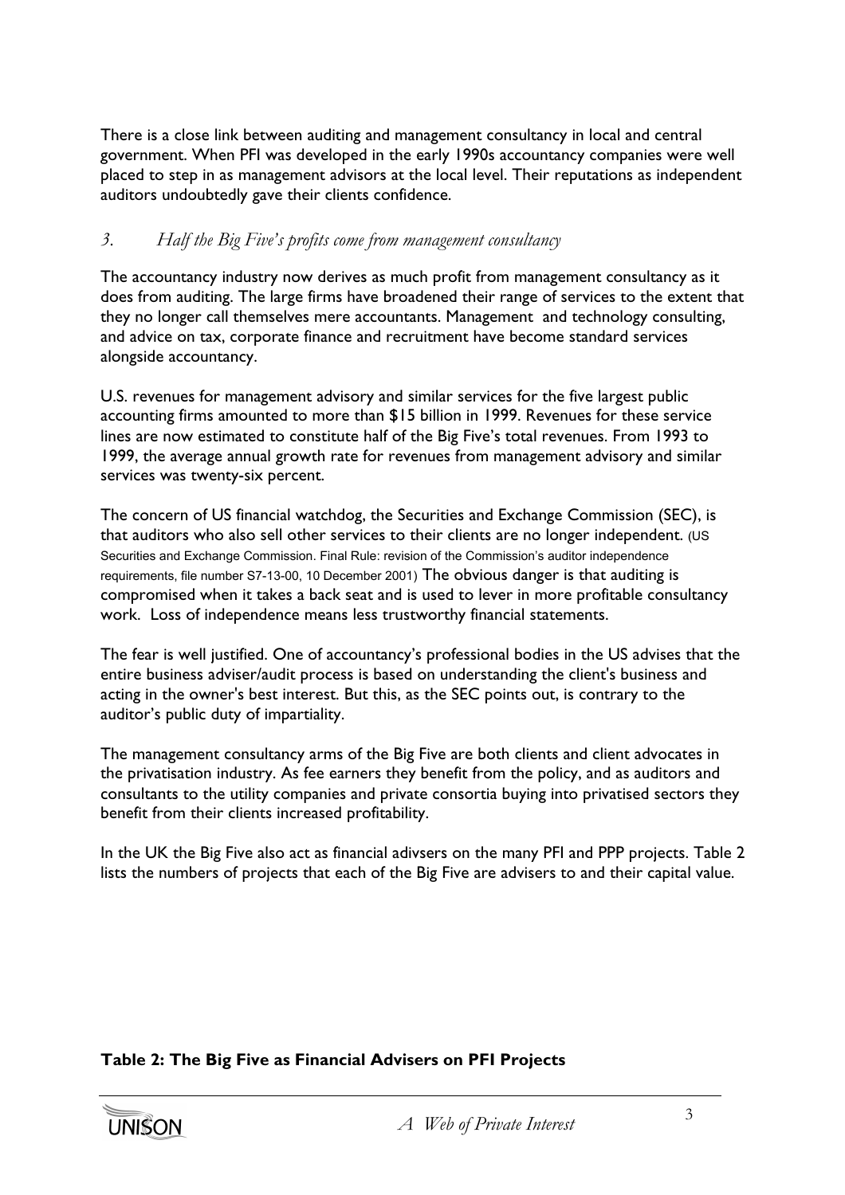There is a close link between auditing and management consultancy in local and central government. When PFI was developed in the early 1990s accountancy companies were well placed to step in as management advisors at the local level. Their reputations as independent auditors undoubtedly gave their clients confidence.

### *3. Half the Big Five's profits come from management consultancy*

The accountancy industry now derives as much profit from management consultancy as it does from auditing. The large firms have broadened their range of services to the extent that they no longer call themselves mere accountants. Management and technology consulting, and advice on tax, corporate finance and recruitment have become standard services alongside accountancy.

U.S. revenues for management advisory and similar services for the five largest public accounting firms amounted to more than $15 billion in 1999. Revenues for these service lines are now estimated to constitute half of the Big Five's total revenues. From 1993 to 1999, the average annual growth rate for revenues from management advisory and similar services was twenty-six percent.

The concern of US financial watchdog, the Securities and Exchange Commission (SEC), is that auditors who also sell other services to their clients are no longer independent. (US Securities and Exchange Commission. Final Rule: revision of the Commission's auditor independence requirements, file number S7-13-00, 10 December 2001) The obvious danger is that auditing is compromised when it takes a back seat and is used to lever in more profitable consultancy work. Loss of independence means less trustworthy financial statements.

The fear is well justified. One of accountancy's professional bodies in the US advises that the entire business adviser/audit process is based on understanding the client's business and acting in the owner's best interest. But this, as the SEC points out, is contrary to the auditor's public duty of impartiality.

The management consultancy arms of the Big Five are both clients and client advocates in the privatisation industry. As fee earners they benefit from the policy, and as auditors and consultants to the utility companies and private consortia buying into privatised sectors they benefit from their clients increased profitability.

In the UK the Big Five also act as financial adivsers on the many PFI and PPP projects. Table 2 lists the numbers of projects that each of the Big Five are advisers to and their capital value.

**Table 2: The Big Five as Financial Advisers on PFI Projects**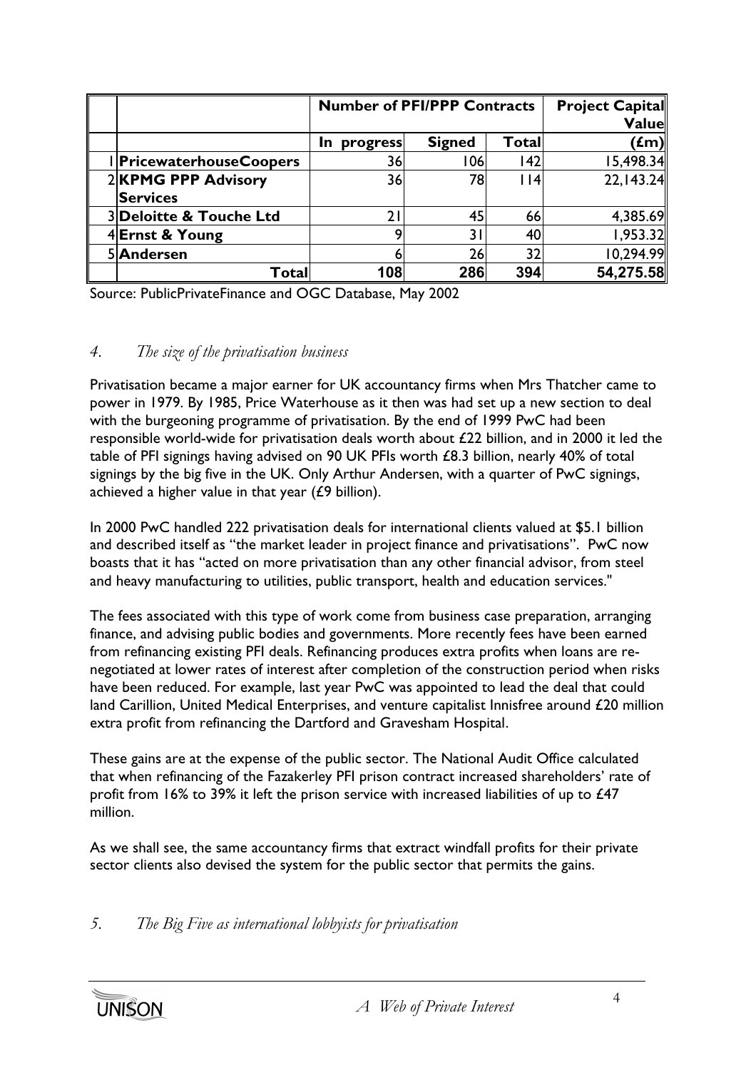| | | Number of PFI/PPP Contracts | | | Project Capital Value |
|---|---|---|---|---|---|
| | | In progress | Signed | Total | (£m) |
| 1 | **PricewaterhouseCoopers** | 36 | 106 | 142 | 15,498.34 |
| 2 | **KPMG PPP Advisory Services** | 36 | 78 | 114 | 22,143.24 |
| 3 | **Deloitte & Touche Ltd** | 21 | 45 | 66 | 4,385.69 |
| 4 | **Ernst & Young** | 9 | 31 | 40 | 1,953.32 |
| 5 | **Andersen** | 6 | 26 | 32 | 10,294.99 |
| | **Total** | **108** | **286** | **394** | **54,275.58** |

Source: PublicPrivateFinance and OGC Database, May 2002

## *4. The size of the privatisation business*

Privatisation became a major earner for UK accountancy firms when Mrs Thatcher came to power in 1979. By 1985, Price Waterhouse as it then was had set up a new section to deal with the burgeoning programme of privatisation. By the end of 1999 PwC had been responsible world-wide for privatisation deals worth about £22 billion, and in 2000 it led the table of PFI signings having advised on 90 UK PFIs worth £8.3 billion, nearly 40% of total signings by the big five in the UK. Only Arthur Andersen, with a quarter of PwC signings, achieved a higher value in that year (£9 billion).

In 2000 PwC handled 222 privatisation deals for international clients valued at $5.1 billion and described itself as "the market leader in project finance and privatisations". PwC now boasts that it has "acted on more privatisation than any other financial advisor, from steel and heavy manufacturing to utilities, public transport, health and education services."

The fees associated with this type of work come from business case preparation, arranging finance, and advising public bodies and governments. More recently fees have been earned from refinancing existing PFI deals. Refinancing produces extra profits when loans are re-negotiated at lower rates of interest after completion of the construction period when risks have been reduced. For example, last year PwC was appointed to lead the deal that could land Carillion, United Medical Enterprises, and venture capitalist Innisfree around £20 million extra profit from refinancing the Dartford and Gravesham Hospital.

These gains are at the expense of the public sector. The National Audit Office calculated that when refinancing of the Fazakerley PFI prison contract increased shareholders' rate of profit from 16% to 39% it left the prison service with increased liabilities of up to £47 million.

As we shall see, the same accountancy firms that extract windfall profits for their private sector clients also devised the system for the public sector that permits the gains.

## *5. The Big Five as international lobbyists for privatisation*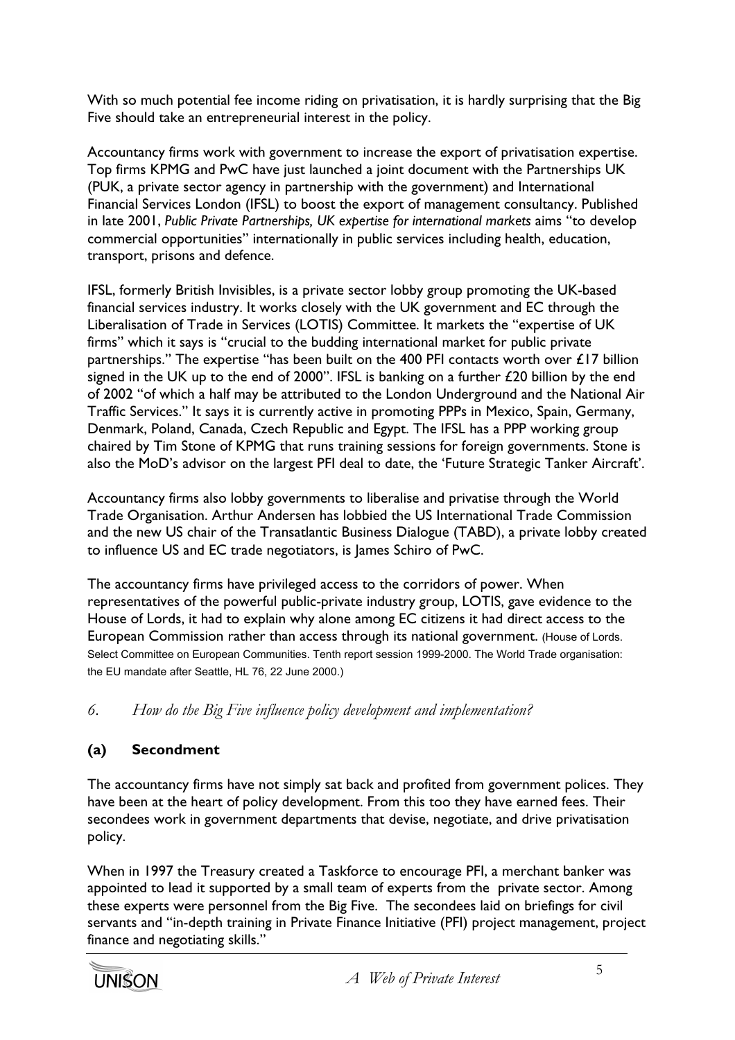With so much potential fee income riding on privatisation, it is hardly surprising that the Big Five should take an entrepreneurial interest in the policy.

Accountancy firms work with government to increase the export of privatisation expertise. Top firms KPMG and PwC have just launched a joint document with the Partnerships UK (PUK, a private sector agency in partnership with the government) and International Financial Services London (IFSL) to boost the export of management consultancy. Published in late 2001, *Public Private Partnerships, UK expertise for international markets* aims "to develop commercial opportunities" internationally in public services including health, education, transport, prisons and defence.

IFSL, formerly British Invisibles, is a private sector lobby group promoting the UK-based financial services industry. It works closely with the UK government and EC through the Liberalisation of Trade in Services (LOTIS) Committee. It markets the "expertise of UK firms" which it says is "crucial to the budding international market for public private partnerships." The expertise "has been built on the 400 PFI contacts worth over £17 billion signed in the UK up to the end of 2000". IFSL is banking on a further £20 billion by the end of 2002 "of which a half may be attributed to the London Underground and the National Air Traffic Services." It says it is currently active in promoting PPPs in Mexico, Spain, Germany, Denmark, Poland, Canada, Czech Republic and Egypt. The IFSL has a PPP working group chaired by Tim Stone of KPMG that runs training sessions for foreign governments. Stone is also the MoD's advisor on the largest PFI deal to date, the 'Future Strategic Tanker Aircraft'.

Accountancy firms also lobby governments to liberalise and privatise through the World Trade Organisation. Arthur Andersen has lobbied the US International Trade Commission and the new US chair of the Transatlantic Business Dialogue (TABD), a private lobby created to influence US and EC trade negotiators, is James Schiro of PwC.

The accountancy firms have privileged access to the corridors of power. When representatives of the powerful public-private industry group, LOTIS, gave evidence to the House of Lords, it had to explain why alone among EC citizens it had direct access to the European Commission rather than access through its national government. (House of Lords. Select Committee on European Communities. Tenth report session 1999-2000. The World Trade organisation: the EU mandate after Seattle, HL 76, 22 June 2000.)

## *6. How do the Big Five influence policy development and implementation?*

### (a) Secondment

The accountancy firms have not simply sat back and profited from government polices. They have been at the heart of policy development. From this too they have earned fees. Their secondees work in government departments that devise, negotiate, and drive privatisation policy.

When in 1997 the Treasury created a Taskforce to encourage PFI, a merchant banker was appointed to lead it supported by a small team of experts from the private sector. Among these experts were personnel from the Big Five. The secondees laid on briefings for civil servants and "in-depth training in Private Finance Initiative (PFI) project management, project finance and negotiating skills."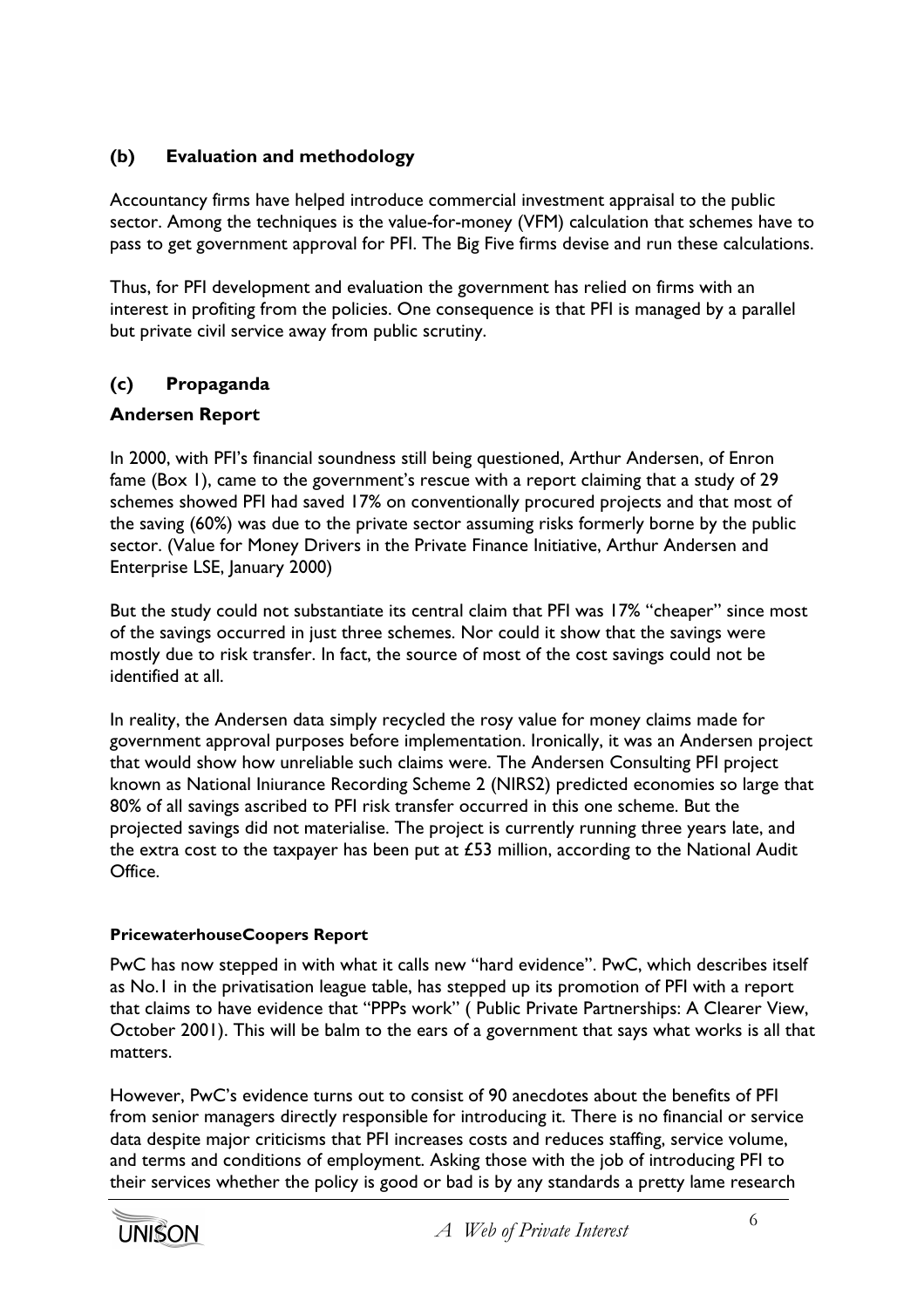### (b) Evaluation and methodology

Accountancy firms have helped introduce commercial investment appraisal to the public sector. Among the techniques is the value-for-money (VFM) calculation that schemes have to pass to get government approval for PFI. The Big Five firms devise and run these calculations.

Thus, for PFI development and evaluation the government has relied on firms with an interest in profiting from the policies. One consequence is that PFI is managed by a parallel but private civil service away from public scrutiny.

### (c) Propaganda

#### Andersen Report

In 2000, with PFI's financial soundness still being questioned, Arthur Andersen, of Enron fame (Box 1), came to the government's rescue with a report claiming that a study of 29 schemes showed PFI had saved 17% on conventionally procured projects and that most of the saving (60%) was due to the private sector assuming risks formerly borne by the public sector. (Value for Money Drivers in the Private Finance Initiative, Arthur Andersen and Enterprise LSE, January 2000)

But the study could not substantiate its central claim that PFI was 17% "cheaper" since most of the savings occurred in just three schemes. Nor could it show that the savings were mostly due to risk transfer. In fact, the source of most of the cost savings could not be identified at all.

In reality, the Andersen data simply recycled the rosy value for money claims made for government approval purposes before implementation. Ironically, it was an Andersen project that would show how unreliable such claims were. The Andersen Consulting PFI project known as National Iniurance Recording Scheme 2 (NIRS2) predicted economies so large that 80% of all savings ascribed to PFI risk transfer occurred in this one scheme. But the projected savings did not materialise. The project is currently running three years late, and the extra cost to the taxpayer has been put at £53 million, according to the National Audit Office.

#### PricewaterhouseCoopers Report

PwC has now stepped in with what it calls new "hard evidence". PwC, which describes itself as No.1 in the privatisation league table, has stepped up its promotion of PFI with a report that claims to have evidence that "PPPs work" ( Public Private Partnerships: A Clearer View, October 2001). This will be balm to the ears of a government that says what works is all that matters.

However, PwC's evidence turns out to consist of 90 anecdotes about the benefits of PFI from senior managers directly responsible for introducing it. There is no financial or service data despite major criticisms that PFI increases costs and reduces staffing, service volume, and terms and conditions of employment. Asking those with the job of introducing PFI to their services whether the policy is good or bad is by any standards a pretty lame research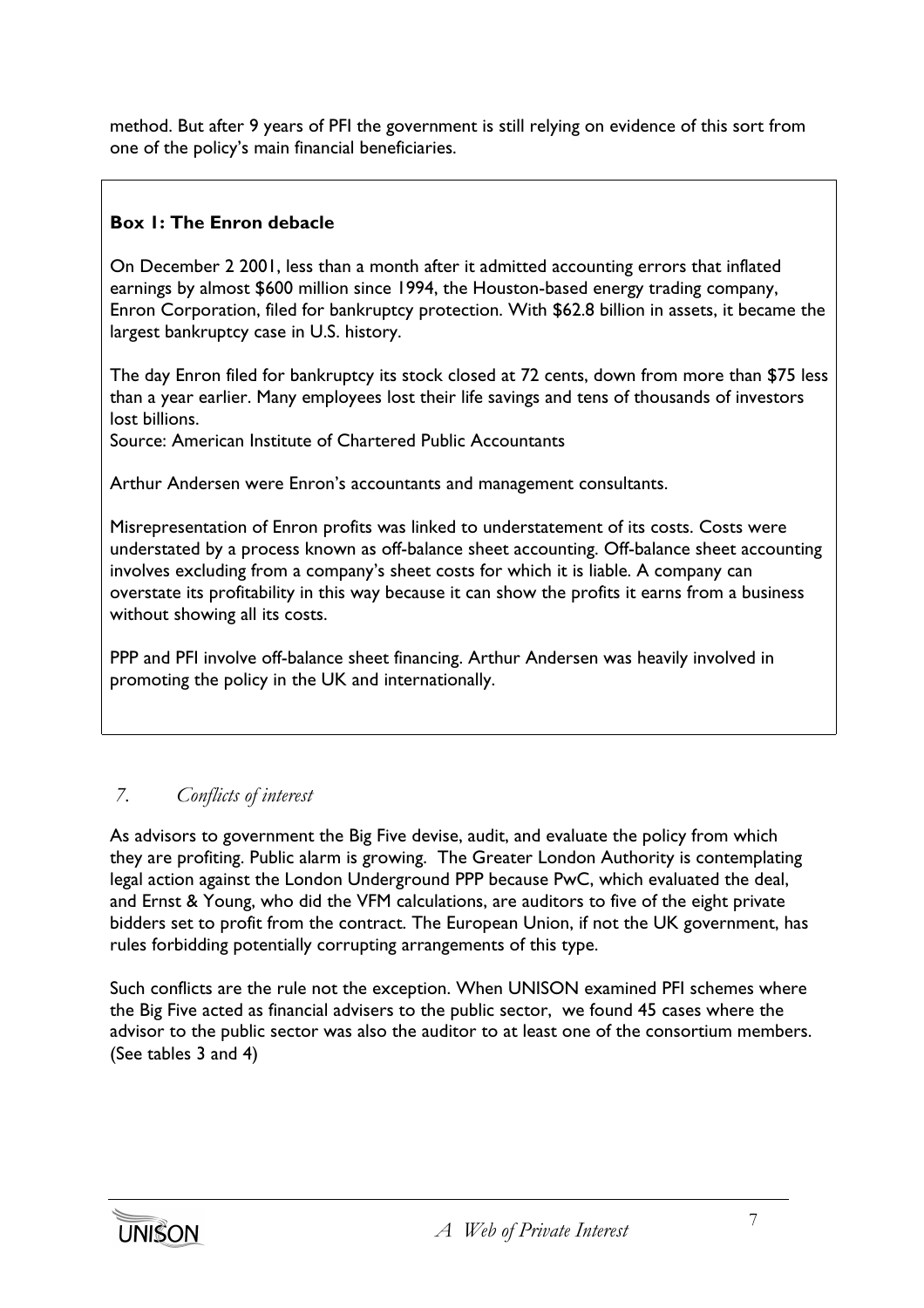method. But after 9 years of PFI the government is still relying on evidence of this sort from one of the policy's main financial beneficiaries.

**Box 1: The Enron debacle**

On December 2 2001, less than a month after it admitted accounting errors that inflated earnings by almost $600 million since 1994, the Houston-based energy trading company, Enron Corporation, filed for bankruptcy protection. With $62.8 billion in assets, it became the largest bankruptcy case in U.S. history.

The day Enron filed for bankruptcy its stock closed at 72 cents, down from more than $75 less than a year earlier. Many employees lost their life savings and tens of thousands of investors lost billions.
Source: American Institute of Chartered Public Accountants

Arthur Andersen were Enron's accountants and management consultants.

Misrepresentation of Enron profits was linked to understatement of its costs. Costs were understated by a process known as off-balance sheet accounting. Off-balance sheet accounting involves excluding from a company's sheet costs for which it is liable. A company can overstate its profitability in this way because it can show the profits it earns from a business without showing all its costs.

PPP and PFI involve off-balance sheet financing. Arthur Andersen was heavily involved in promoting the policy in the UK and internationally.

## *7. Conflicts of interest*

As advisors to government the Big Five devise, audit, and evaluate the policy from which they are profiting. Public alarm is growing. The Greater London Authority is contemplating legal action against the London Underground PPP because PwC, which evaluated the deal, and Ernst & Young, who did the VFM calculations, are auditors to five of the eight private bidders set to profit from the contract. The European Union, if not the UK government, has rules forbidding potentially corrupting arrangements of this type.

Such conflicts are the rule not the exception. When UNISON examined PFI schemes where the Big Five acted as financial advisers to the public sector, we found 45 cases where the advisor to the public sector was also the auditor to at least one of the consortium members. (See tables 3 and 4)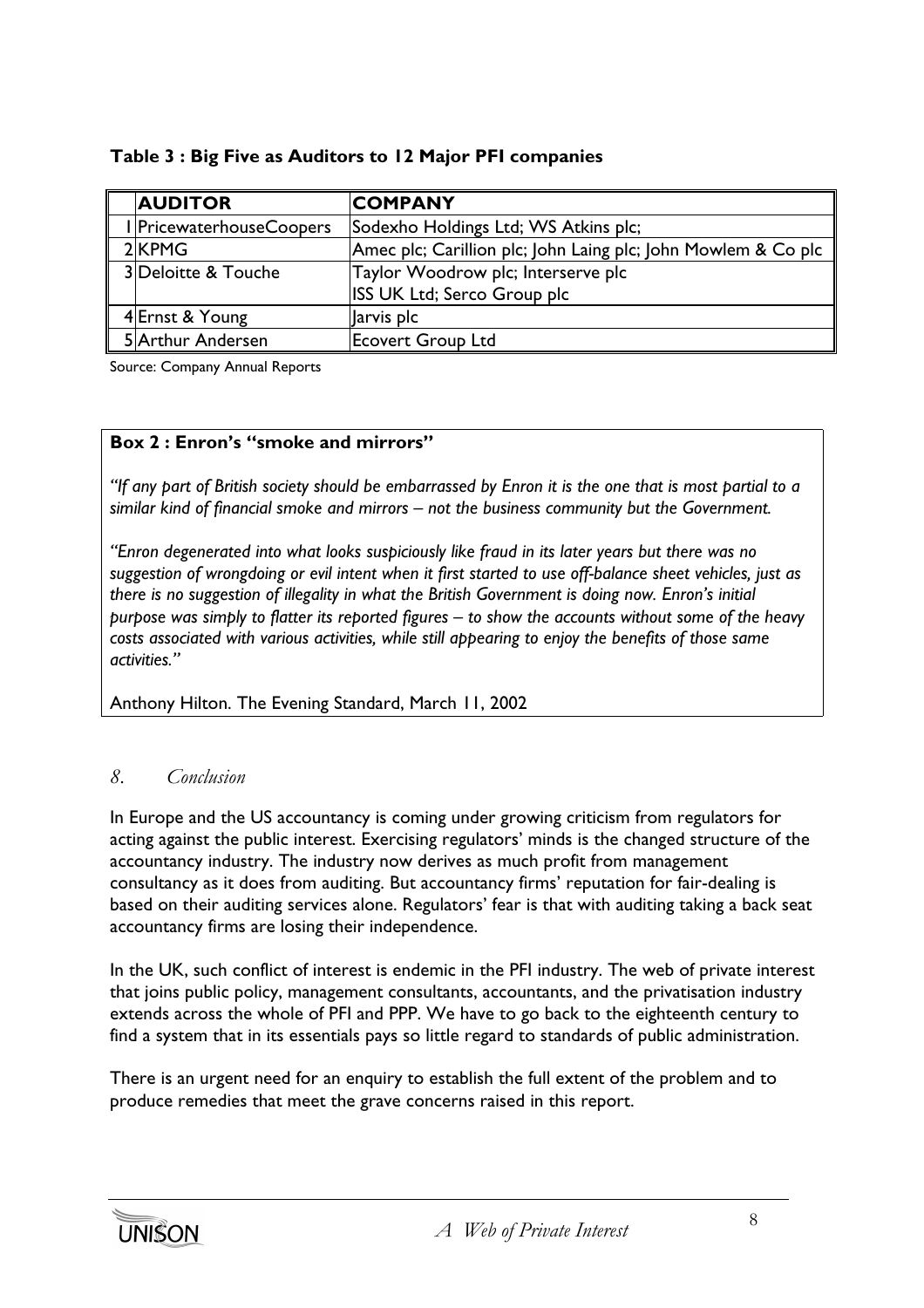**Table 3 : Big Five as Auditors to 12 Major PFI companies**

| | AUDITOR | COMPANY |
|---|---|---|
| 1 | PricewaterhouseCoopers | Sodexho Holdings Ltd; WS Atkins plc; |
| 2 | KPMG | Amec plc; Carillion plc; John Laing plc; John Mowlem & Co plc |
| 3 | Deloitte & Touche | Taylor Woodrow plc; Interserve plc<br>ISS UK Ltd; Serco Group plc |
| 4 | Ernst & Young | Jarvis plc |
| 5 | Arthur Andersen | Ecovert Group Ltd |

Source: Company Annual Reports

**Box 2 : Enron's "smoke and mirrors"**

*"If any part of British society should be embarrassed by Enron it is the one that is most partial to a similar kind of financial smoke and mirrors – not the business community but the Government.*

*"Enron degenerated into what looks suspiciously like fraud in its later years but there was no suggestion of wrongdoing or evil intent when it first started to use off-balance sheet vehicles, just as there is no suggestion of illegality in what the British Government is doing now. Enron's initial purpose was simply to flatter its reported figures – to show the accounts without some of the heavy costs associated with various activities, while still appearing to enjoy the benefits of those same activities."*

Anthony Hilton. The Evening Standard, March 11, 2002

## *8. Conclusion*

In Europe and the US accountancy is coming under growing criticism from regulators for acting against the public interest. Exercising regulators' minds is the changed structure of the accountancy industry. The industry now derives as much profit from management consultancy as it does from auditing. But accountancy firms' reputation for fair-dealing is based on their auditing services alone. Regulators' fear is that with auditing taking a back seat accountancy firms are losing their independence.

In the UK, such conflict of interest is endemic in the PFI industry. The web of private interest that joins public policy, management consultants, accountants, and the privatisation industry extends across the whole of PFI and PPP. We have to go back to the eighteenth century to find a system that in its essentials pays so little regard to standards of public administration.

There is an urgent need for an enquiry to establish the full extent of the problem and to produce remedies that meet the grave concerns raised in this report.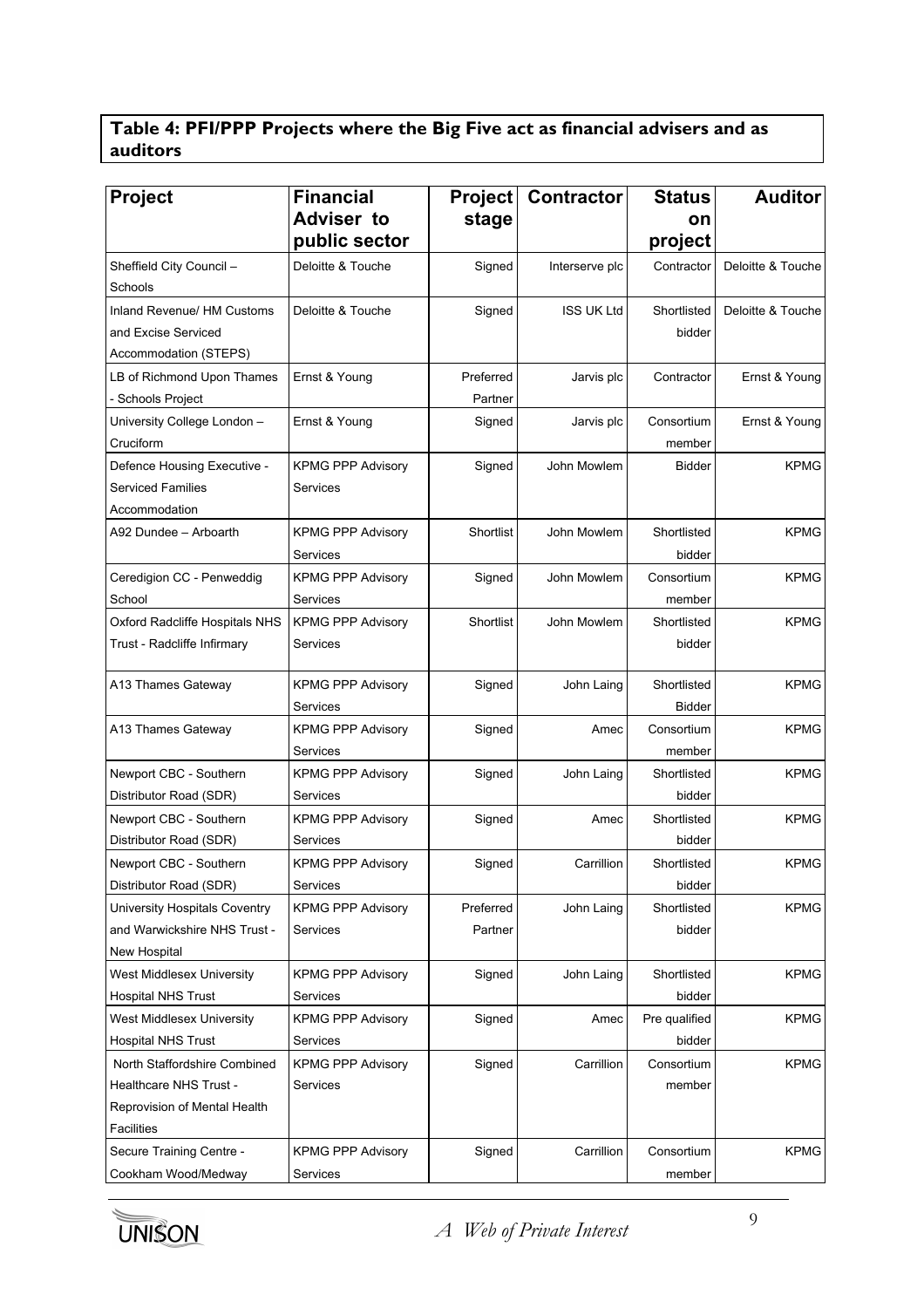## Table 4: PFI/PPP Projects where the Big Five act as financial advisers and as auditors

| Project | Financial Adviser to public sector | Project stage | Contractor | Status on project | Auditor |
|---|---|---|---|---|---|
| Sheffield City Council – Schools | Deloitte & Touche | Signed | Interserve plc | Contractor | Deloitte & Touche |
| Inland Revenue/ HM Customs and Excise Serviced Accommodation (STEPS) | Deloitte & Touche | Signed | ISS UK Ltd | Shortlisted bidder | Deloitte & Touche |
| LB of Richmond Upon Thames - Schools Project | Ernst & Young | Preferred Partner | Jarvis plc | Contractor | Ernst & Young |
| University College London – Cruciform | Ernst & Young | Signed | Jarvis plc | Consortium member | Ernst & Young |
| Defence Housing Executive - Serviced Families Accommodation | KPMG PPP Advisory Services | Signed | John Mowlem | Bidder | KPMG |
| A92 Dundee – Arboarth | KPMG PPP Advisory Services | Shortlist | John Mowlem | Shortlisted bidder | KPMG |
| Ceredigion CC - Penweddig School | KPMG PPP Advisory Services | Signed | John Mowlem | Consortium member | KPMG |
| Oxford Radcliffe Hospitals NHS Trust - Radcliffe Infirmary | KPMG PPP Advisory Services | Shortlist | John Mowlem | Shortlisted bidder | KPMG |
| A13 Thames Gateway | KPMG PPP Advisory Services | Signed | John Laing | Shortlisted Bidder | KPMG |
| A13 Thames Gateway | KPMG PPP Advisory Services | Signed | Amec | Consortium member | KPMG |
| Newport CBC - Southern Distributor Road (SDR) | KPMG PPP Advisory Services | Signed | John Laing | Shortlisted bidder | KPMG |
| Newport CBC - Southern Distributor Road (SDR) | KPMG PPP Advisory Services | Signed | Amec | Shortlisted bidder | KPMG |
| Newport CBC - Southern Distributor Road (SDR) | KPMG PPP Advisory Services | Signed | Carrillion | Shortlisted bidder | KPMG |
| University Hospitals Coventry and Warwickshire NHS Trust - New Hospital | KPMG PPP Advisory Services | Preferred Partner | John Laing | Shortlisted bidder | KPMG |
| West Middlesex University Hospital NHS Trust | KPMG PPP Advisory Services | Signed | John Laing | Shortlisted bidder | KPMG |
| West Middlesex University Hospital NHS Trust | KPMG PPP Advisory Services | Signed | Amec | Pre qualified bidder | KPMG |
| North Staffordshire Combined Healthcare NHS Trust - Reprovision of Mental Health Facilities | KPMG PPP Advisory Services | Signed | Carrillion | Consortium member | KPMG |
| Secure Training Centre - Cookham Wood/Medway | KPMG PPP Advisory Services | Signed | Carrillion | Consortium member | KPMG |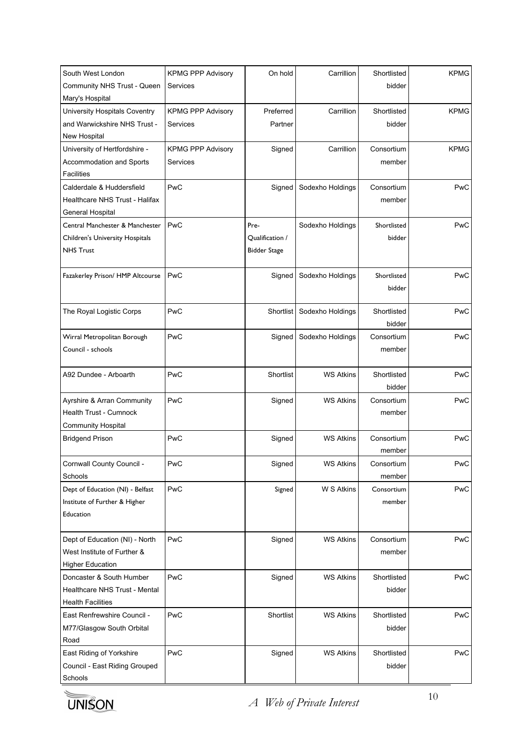| South West London Community NHS Trust - Queen Mary's Hospital | KPMG PPP Advisory Services | On hold | Carrillion | Shortlisted bidder | KPMG |
|---|---|---|---|---|---|
| University Hospitals Coventry and Warwickshire NHS Trust - New Hospital | KPMG PPP Advisory Services | Preferred Partner | Carrillion | Shortlisted bidder | KPMG |
| University of Hertfordshire - Accommodation and Sports Facilities | KPMG PPP Advisory Services | Signed | Carrillion | Consortium member | KPMG |
| Calderdale & Huddersfield Healthcare NHS Trust - Halifax General Hospital | PwC | Signed | Sodexho Holdings | Consortium member | PwC |
| Central Manchester & Manchester Children's University Hospitals NHS Trust | PwC | Pre-Qualification / Bidder Stage | Sodexho Holdings | Shortlisted bidder | PwC |
| Fazakerley Prison/ HMP Altcourse | PwC | Signed | Sodexho Holdings | Shortlisted bidder | PwC |
| The Royal Logistic Corps | PwC | Shortlist | Sodexho Holdings | Shortlisted bidder | PwC |
| Wirral Metropolitan Borough Council - schools | PwC | Signed | Sodexho Holdings | Consortium member | PwC |
| A92 Dundee - Arboarth | PwC | Shortlist | WS Atkins | Shortlisted bidder | PwC |
| Ayrshire & Arran Community Health Trust - Cumnock Community Hospital | PwC | Signed | WS Atkins | Consortium member | PwC |
| Bridgend Prison | PwC | Signed | WS Atkins | Consortium member | PwC |
| Cornwall County Council - Schools | PwC | Signed | WS Atkins | Consortium member | PwC |
| Dept of Education (NI) - Belfast Institute of Further & Higher Education | PwC | Signed | W S Atkins | Consortium member | PwC |
| Dept of Education (NI) - North West Institute of Further & Higher Education | PwC | Signed | WS Atkins | Consortium member | PwC |
| Doncaster & South Humber Healthcare NHS Trust - Mental Health Facilities | PwC | Signed | WS Atkins | Shortlisted bidder | PwC |
| East Renfrewshire Council - M77/Glasgow South Orbital Road | PwC | Shortlist | WS Atkins | Shortlisted bidder | PwC |
| East Riding of Yorkshire Council - East Riding Grouped Schools | PwC | Signed | WS Atkins | Shortlisted bidder | PwC |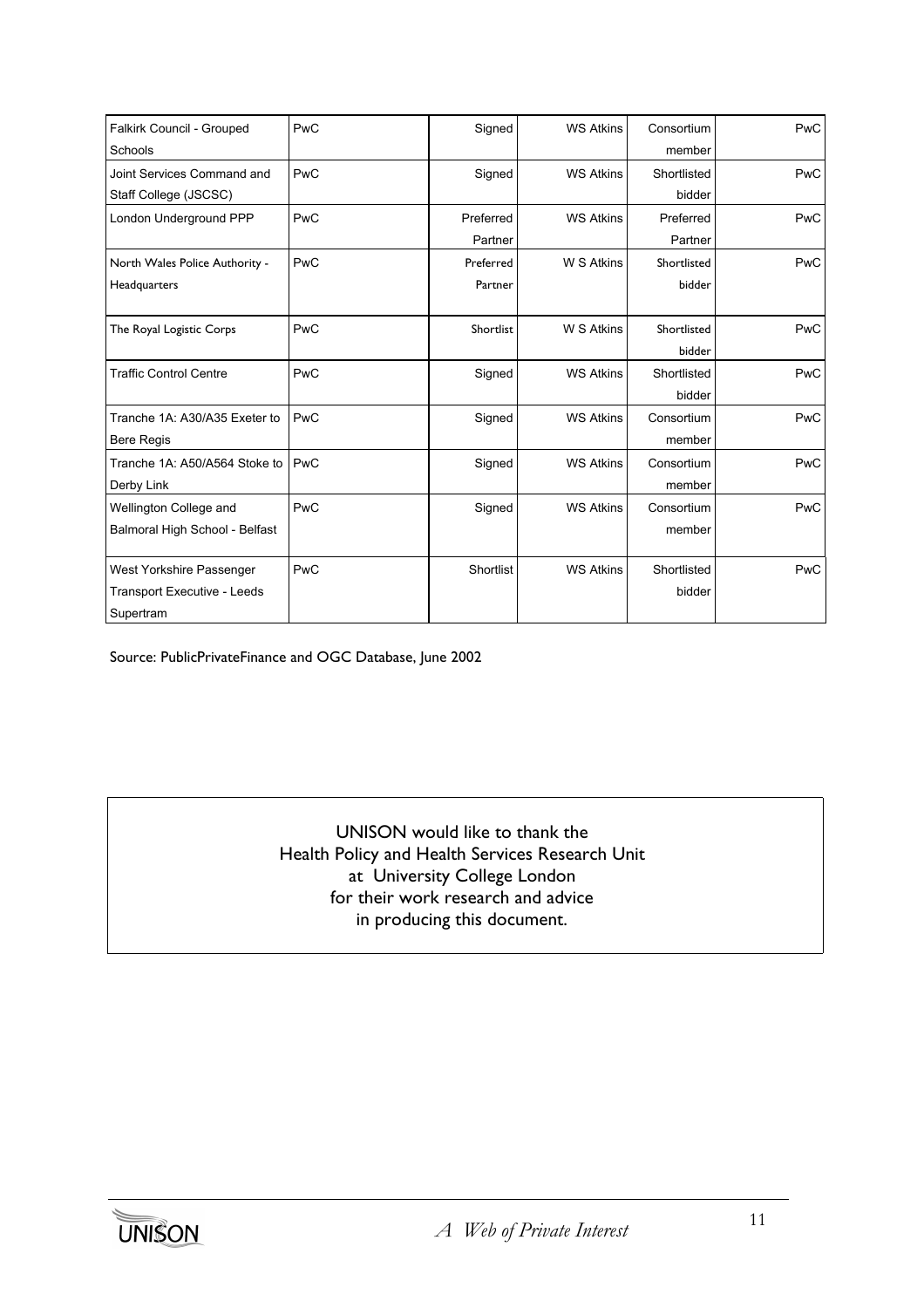| | | | | | |
|---|---|---|---|---|---|
| Falkirk Council - Grouped Schools | PwC | Signed | WS Atkins | Consortium member | PwC |
| Joint Services Command and Staff College (JSCSC) | PwC | Signed | WS Atkins | Shortlisted bidder | PwC |
| London Underground PPP | PwC | Preferred Partner | WS Atkins | Preferred Partner | PwC |
| North Wales Police Authority - Headquarters | PwC | Preferred Partner | W S Atkins | Shortlisted bidder | PwC |
| The Royal Logistic Corps | PwC | Shortlist | W S Atkins | Shortlisted bidder | PwC |
| Traffic Control Centre | PwC | Signed | WS Atkins | Shortlisted bidder | PwC |
| Tranche 1A: A30/A35 Exeter to Bere Regis | PwC | Signed | WS Atkins | Consortium member | PwC |
| Tranche 1A: A50/A564 Stoke to Derby Link | PwC | Signed | WS Atkins | Consortium member | PwC |
| Wellington College and Balmoral High School - Belfast | PwC | Signed | WS Atkins | Consortium member | PwC |
| West Yorkshire Passenger Transport Executive - Leeds Supertram | PwC | Shortlist | WS Atkins | Shortlisted bidder | PwC |

Source: PublicPrivateFinance and OGC Database, June 2002

UNISON would like to thank the
Health Policy and Health Services Research Unit
at University College London
for their work research and advice
in producing this document.